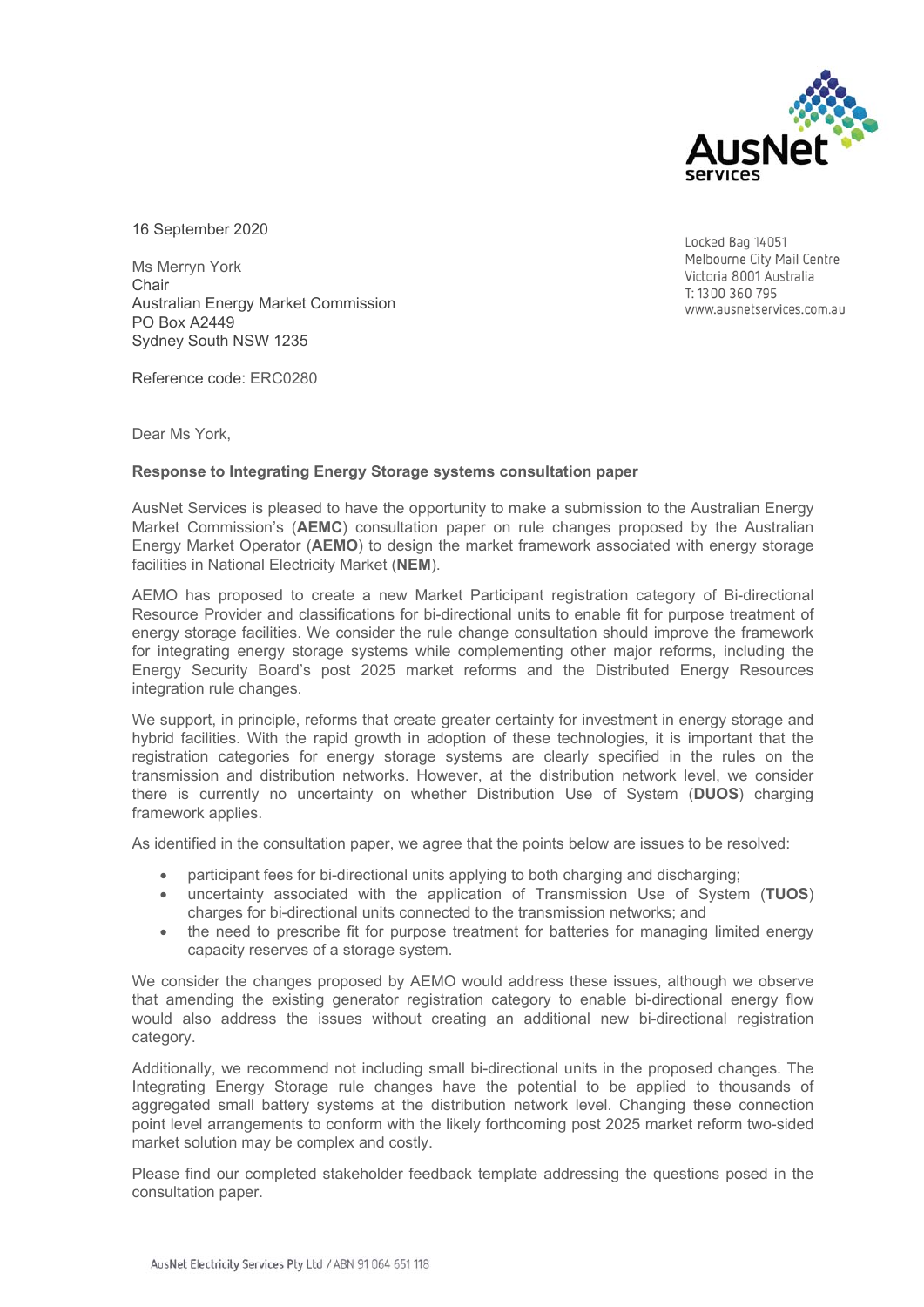16 September 2020

Ms Merryn York
Chair
Australian Energy Market Commission
PO Box A2449
Sydney South NSW 1235

Locked Bag 14051
Melbourne City Mail Centre
Victoria 8001 Australia
T: 1300 360 795
www.ausnetservices.com.au

Reference code: ERC0280

Dear Ms York,

**Response to Integrating Energy Storage systems consultation paper**

AusNet Services is pleased to have the opportunity to make a submission to the Australian Energy Market Commission's (**AEMC**) consultation paper on rule changes proposed by the Australian Energy Market Operator (**AEMO**) to design the market framework associated with energy storage facilities in National Electricity Market (**NEM**).

AEMO has proposed to create a new Market Participant registration category of Bi-directional Resource Provider and classifications for bi-directional units to enable fit for purpose treatment of energy storage facilities. We consider the rule change consultation should improve the framework for integrating energy storage systems while complementing other major reforms, including the Energy Security Board's post 2025 market reforms and the Distributed Energy Resources integration rule changes.

We support, in principle, reforms that create greater certainty for investment in energy storage and hybrid facilities. With the rapid growth in adoption of these technologies, it is important that the registration categories for energy storage systems are clearly specified in the rules on the transmission and distribution networks. However, at the distribution network level, we consider there is currently no uncertainty on whether Distribution Use of System (**DUOS**) charging framework applies.

As identified in the consultation paper, we agree that the points below are issues to be resolved:

- participant fees for bi-directional units applying to both charging and discharging;
- uncertainty associated with the application of Transmission Use of System (**TUOS**) charges for bi-directional units connected to the transmission networks; and
- the need to prescribe fit for purpose treatment for batteries for managing limited energy capacity reserves of a storage system.

We consider the changes proposed by AEMO would address these issues, although we observe that amending the existing generator registration category to enable bi-directional energy flow would also address the issues without creating an additional new bi-directional registration category.

Additionally, we recommend not including small bi-directional units in the proposed changes. The Integrating Energy Storage rule changes have the potential to be applied to thousands of aggregated small battery systems at the distribution network level. Changing these connection point level arrangements to conform with the likely forthcoming post 2025 market reform two-sided market solution may be complex and costly.

Please find our completed stakeholder feedback template addressing the questions posed in the consultation paper.

AusNet Electricity Services Pty Ltd / ABN 91 064 651 118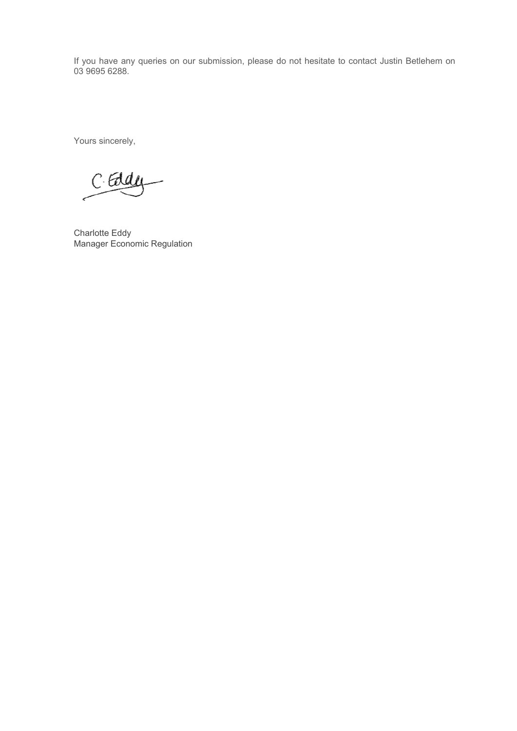If you have any queries on our submission, please do not hesitate to contact Justin Betlehem on 03 9695 6288.

Yours sincerely,

Charlotte Eddy
Manager Economic Regulation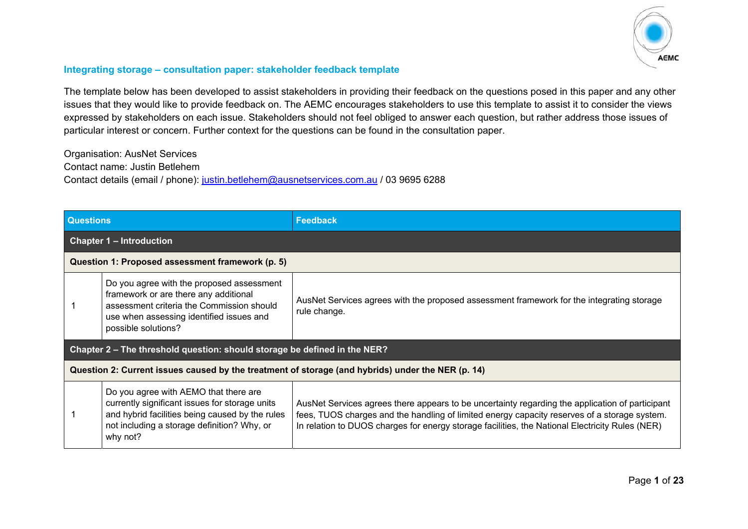### Integrating storage – consultation paper: stakeholder feedback template

The template below has been developed to assist stakeholders in providing their feedback on the questions posed in this paper and any other issues that they would like to provide feedback on. The AEMC encourages stakeholders to use this template to assist it to consider the views expressed by stakeholders on each issue. Stakeholders should not feel obliged to answer each question, but rather address those issues of particular interest or concern. Further context for the questions can be found in the consultation paper.

Organisation: AusNet Services
Contact name: Justin Betlehem
Contact details (email / phone): justin.betlehem@ausnetservices.com.au / 03 9695 6288

| Questions | | Feedback |
|---|---|---|
| **Chapter 1 – Introduction** | | |
| **Question 1: Proposed assessment framework (p. 5)** | | |
| 1 | Do you agree with the proposed assessment framework or are there any additional assessment criteria the Commission should use when assessing identified issues and possible solutions? | AusNet Services agrees with the proposed assessment framework for the integrating storage rule change. |
| **Chapter 2 – The threshold question: should storage be defined in the NER?** | | |
| **Question 2: Current issues caused by the treatment of storage (and hybrids) under the NER (p. 14)** | | |
| 1 | Do you agree with AEMO that there are currently significant issues for storage units and hybrid facilities being caused by the rules not including a storage definition? Why, or why not? | AusNet Services agrees there appears to be uncertainty regarding the application of participant fees, TUOS charges and the handling of limited energy capacity reserves of a storage system. In relation to DUOS charges for energy storage facilities, the National Electricity Rules (NER) |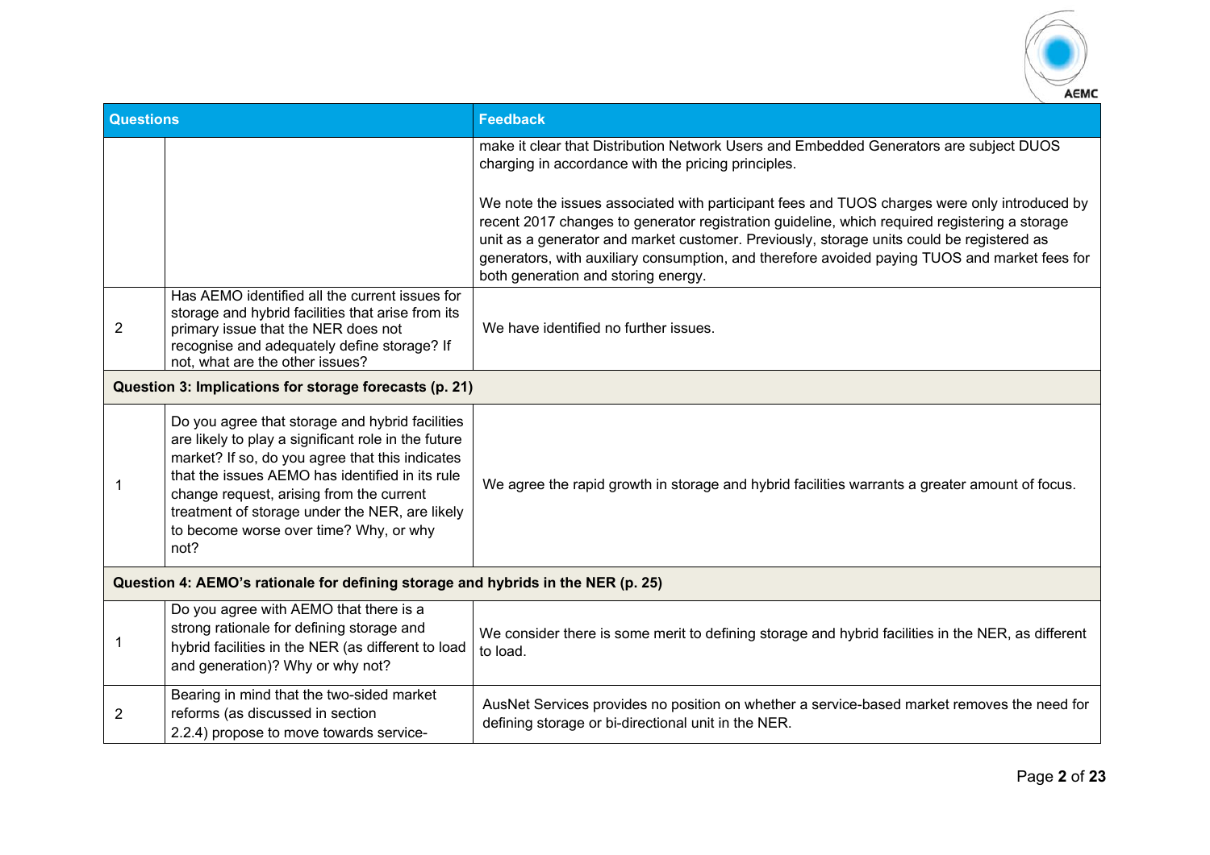| Questions | | Feedback |
|---|---|---|
| | | make it clear that Distribution Network Users and Embedded Generators are subject DUOS charging in accordance with the pricing principles.<br><br>We note the issues associated with participant fees and TUOS charges were only introduced by recent 2017 changes to generator registration guideline, which required registering a storage unit as a generator and market customer. Previously, storage units could be registered as generators, with auxiliary consumption, and therefore avoided paying TUOS and market fees for both generation and storing energy. |
| 2 | Has AEMO identified all the current issues for storage and hybrid facilities that arise from its primary issue that the NER does not recognise and adequately define storage? If not, what are the other issues? | We have identified no further issues. |
| **Question 3: Implications for storage forecasts (p. 21)** | | |
| 1 | Do you agree that storage and hybrid facilities are likely to play a significant role in the future market? If so, do you agree that this indicates that the issues AEMO has identified in its rule change request, arising from the current treatment of storage under the NER, are likely to become worse over time? Why, or why not? | We agree the rapid growth in storage and hybrid facilities warrants a greater amount of focus. |
| **Question 4: AEMO's rationale for defining storage and hybrids in the NER (p. 25)** | | |
| 1 | Do you agree with AEMO that there is a strong rationale for defining storage and hybrid facilities in the NER (as different to load and generation)? Why or why not? | We consider there is some merit to defining storage and hybrid facilities in the NER, as different to load. |
| 2 | Bearing in mind that the two-sided market reforms (as discussed in section 2.2.4) propose to move towards service- | AusNet Services provides no position on whether a service-based market removes the need for defining storage or bi-directional unit in the NER. |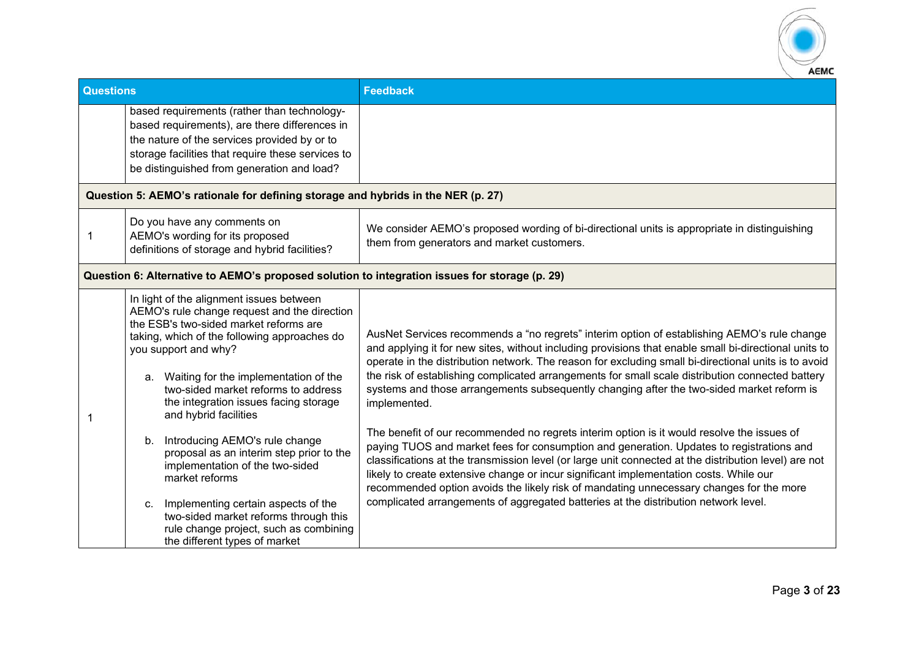| Questions | | Feedback |
|---|---|---|
| | based requirements (rather than technology-based requirements), are there differences in the nature of the services provided by or to storage facilities that require these services to be distinguished from generation and load? | |
| **Question 5: AEMO's rationale for defining storage and hybrids in the NER (p. 27)** | | |
| 1 | Do you have any comments on AEMO's wording for its proposed definitions of storage and hybrid facilities? | We consider AEMO's proposed wording of bi-directional units is appropriate in distinguishing them from generators and market customers. |
| **Question 6: Alternative to AEMO's proposed solution to integration issues for storage (p. 29)** | | |
| 1 | In light of the alignment issues between AEMO's rule change request and the direction the ESB's two-sided market reforms are taking, which of the following approaches do you support and why?<br><br>a. Waiting for the implementation of the two-sided market reforms to address the integration issues facing storage and hybrid facilities<br><br>b. Introducing AEMO's rule change proposal as an interim step prior to the implementation of the two-sided market reforms<br><br>c. Implementing certain aspects of the two-sided market reforms through this rule change project, such as combining the different types of market | AusNet Services recommends a "no regrets" interim option of establishing AEMO's rule change and applying it for new sites, without including provisions that enable small bi-directional units to operate in the distribution network. The reason for excluding small bi-directional units is to avoid the risk of establishing complicated arrangements for small scale distribution connected battery systems and those arrangements subsequently changing after the two-sided market reform is implemented.<br><br>The benefit of our recommended no regrets interim option is it would resolve the issues of paying TUOS and market fees for consumption and generation. Updates to registrations and classifications at the transmission level (or large unit connected at the distribution level) are not likely to create extensive change or incur significant implementation costs. While our recommended option avoids the likely risk of mandating unnecessary changes for the more complicated arrangements of aggregated batteries at the distribution network level. |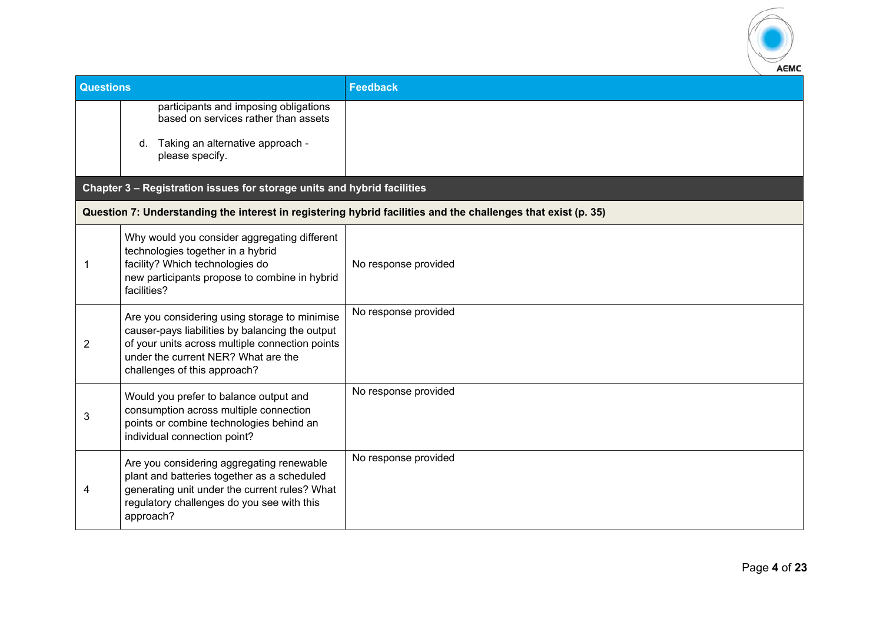| Questions | | Feedback |
| --- | --- | --- |
| | participants and imposing obligations based on services rather than assets<br><br>d. Taking an alternative approach - please specify. | |
| **Chapter 3 – Registration issues for storage units and hybrid facilities** | | |
| **Question 7: Understanding the interest in registering hybrid facilities and the challenges that exist (p. 35)** | | |
| 1 | Why would you consider aggregating different technologies together in a hybrid facility? Which technologies do new participants propose to combine in hybrid facilities? | No response provided |
| 2 | Are you considering using storage to minimise causer-pays liabilities by balancing the output of your units across multiple connection points under the current NER? What are the challenges of this approach? | No response provided |
| 3 | Would you prefer to balance output and consumption across multiple connection points or combine technologies behind an individual connection point? | No response provided |
| 4 | Are you considering aggregating renewable plant and batteries together as a scheduled generating unit under the current rules? What regulatory challenges do you see with this approach? | No response provided |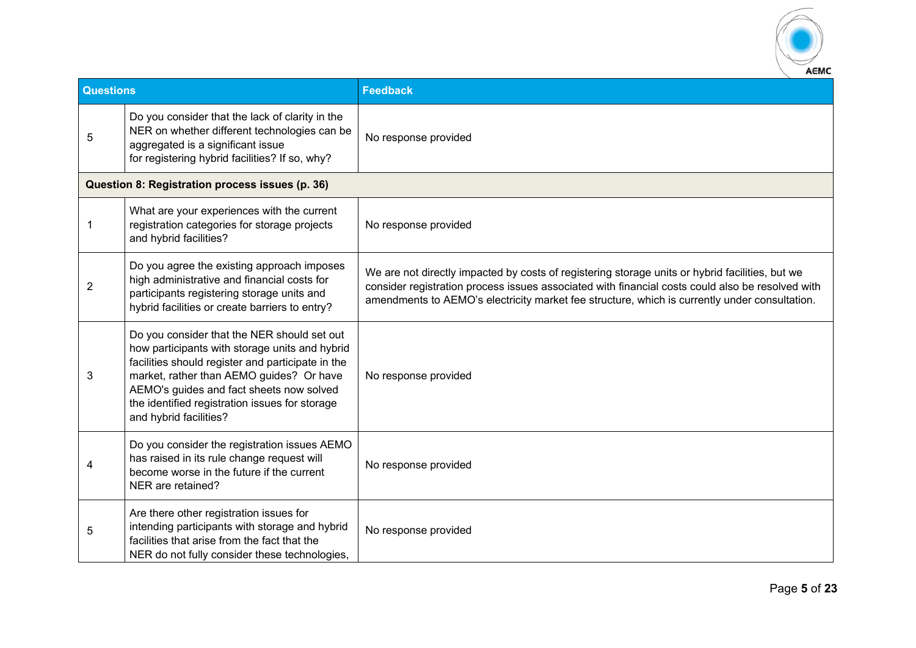| Questions | | Feedback |
| --- | --- | --- |
| 5 | Do you consider that the lack of clarity in the NER on whether different technologies can be aggregated is a significant issue for registering hybrid facilities? If so, why? | No response provided |
| **Question 8: Registration process issues (p. 36)** | | |
| 1 | What are your experiences with the current registration categories for storage projects and hybrid facilities? | No response provided |
| 2 | Do you agree the existing approach imposes high administrative and financial costs for participants registering storage units and hybrid facilities or create barriers to entry? | We are not directly impacted by costs of registering storage units or hybrid facilities, but we consider registration process issues associated with financial costs could also be resolved with amendments to AEMO's electricity market fee structure, which is currently under consultation. |
| 3 | Do you consider that the NER should set out how participants with storage units and hybrid facilities should register and participate in the market, rather than AEMO guides? Or have AEMO's guides and fact sheets now solved the identified registration issues for storage and hybrid facilities? | No response provided |
| 4 | Do you consider the registration issues AEMO has raised in its rule change request will become worse in the future if the current NER are retained? | No response provided |
| 5 | Are there other registration issues for intending participants with storage and hybrid facilities that arise from the fact that the NER do not fully consider these technologies, | No response provided |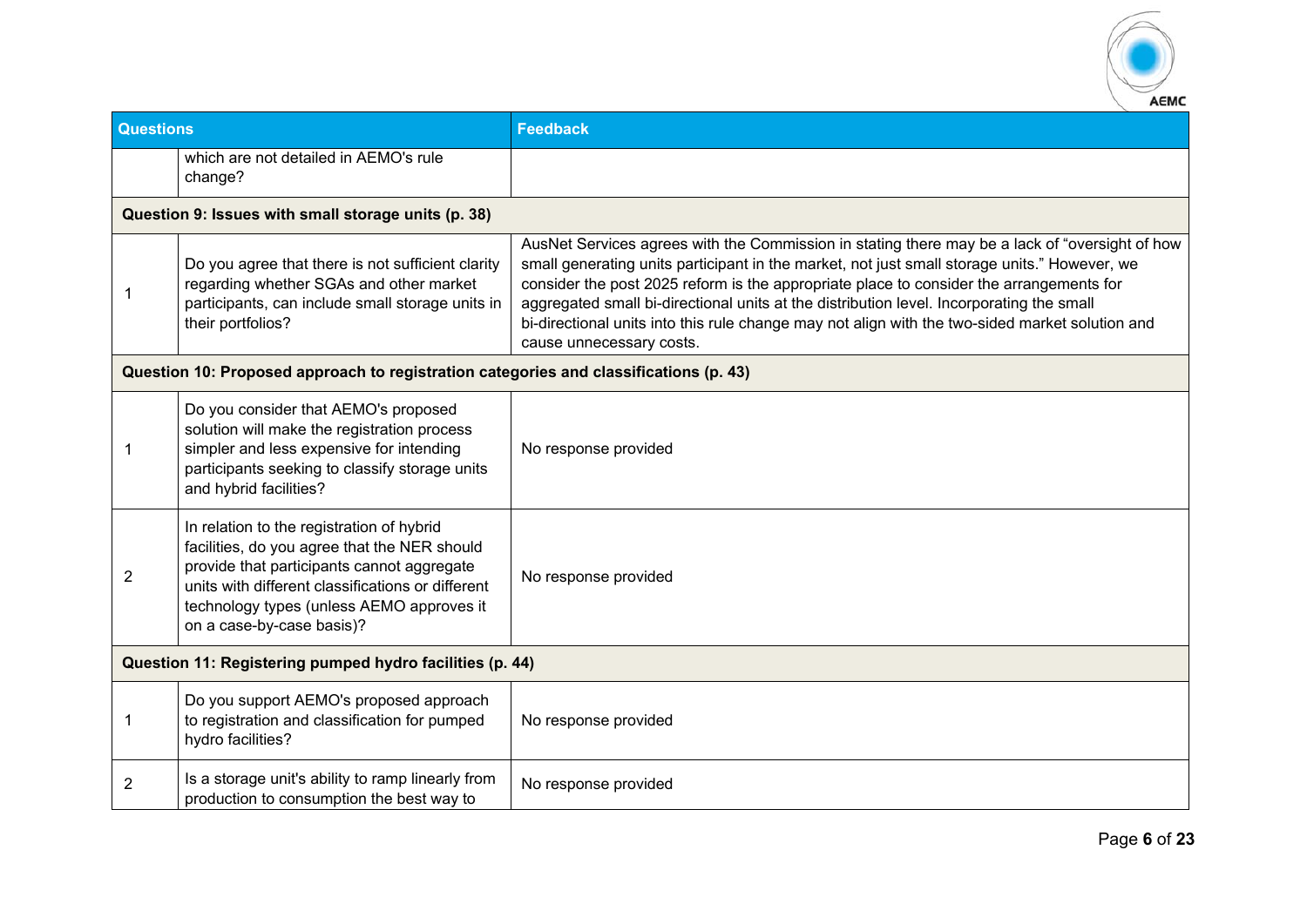| Questions | | Feedback |
|---|---|---|
| | which are not detailed in AEMO's rule change? | |
| **Question 9: Issues with small storage units (p. 38)** | | |
| 1 | Do you agree that there is not sufficient clarity regarding whether SGAs and other market participants, can include small storage units in their portfolios? | AusNet Services agrees with the Commission in stating there may be a lack of "oversight of how small generating units participant in the market, not just small storage units." However, we consider the post 2025 reform is the appropriate place to consider the arrangements for aggregated small bi-directional units at the distribution level. Incorporating the small bi-directional units into this rule change may not align with the two-sided market solution and cause unnecessary costs. |
| **Question 10: Proposed approach to registration categories and classifications (p. 43)** | | |
| 1 | Do you consider that AEMO's proposed solution will make the registration process simpler and less expensive for intending participants seeking to classify storage units and hybrid facilities? | No response provided |
| 2 | In relation to the registration of hybrid facilities, do you agree that the NER should provide that participants cannot aggregate units with different classifications or different technology types (unless AEMO approves it on a case-by-case basis)? | No response provided |
| **Question 11: Registering pumped hydro facilities (p. 44)** | | |
| 1 | Do you support AEMO's proposed approach to registration and classification for pumped hydro facilities? | No response provided |
| 2 | Is a storage unit's ability to ramp linearly from production to consumption the best way to | No response provided |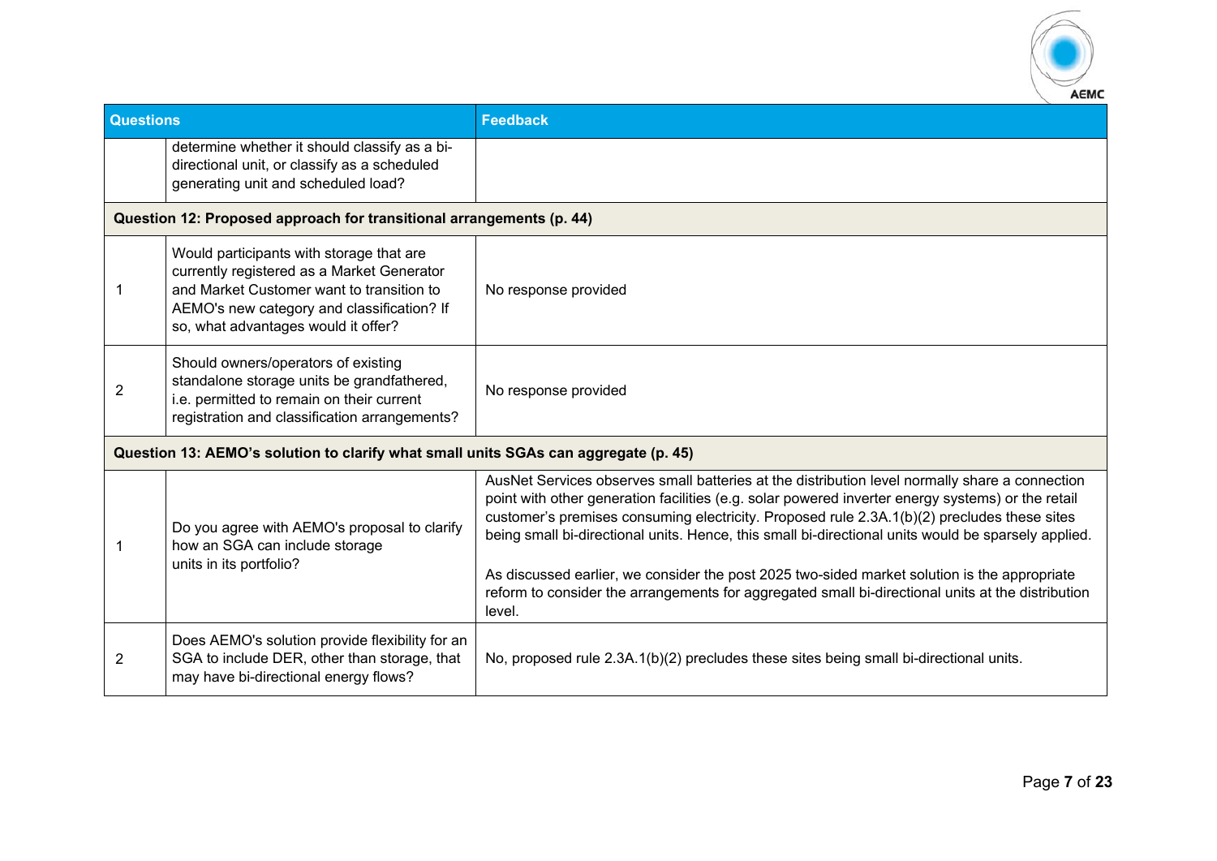| Questions | | Feedback |
|---|---|---|
| | determine whether it should classify as a bi-directional unit, or classify as a scheduled generating unit and scheduled load? | |
| **Question 12: Proposed approach for transitional arrangements (p. 44)** | | |
| 1 | Would participants with storage that are currently registered as a Market Generator and Market Customer want to transition to AEMO's new category and classification? If so, what advantages would it offer? | No response provided |
| 2 | Should owners/operators of existing standalone storage units be grandfathered, i.e. permitted to remain on their current registration and classification arrangements? | No response provided |
| **Question 13: AEMO's solution to clarify what small units SGAs can aggregate (p. 45)** | | |
| 1 | Do you agree with AEMO's proposal to clarify how an SGA can include storage units in its portfolio? | AusNet Services observes small batteries at the distribution level normally share a connection point with other generation facilities (e.g. solar powered inverter energy systems) or the retail customer's premises consuming electricity. Proposed rule 2.3A.1(b)(2) precludes these sites being small bi-directional units. Hence, this small bi-directional units would be sparsely applied.<br><br>As discussed earlier, we consider the post 2025 two-sided market solution is the appropriate reform to consider the arrangements for aggregated small bi-directional units at the distribution level. |
| 2 | Does AEMO's solution provide flexibility for an SGA to include DER, other than storage, that may have bi-directional energy flows? | No, proposed rule 2.3A.1(b)(2) precludes these sites being small bi-directional units. |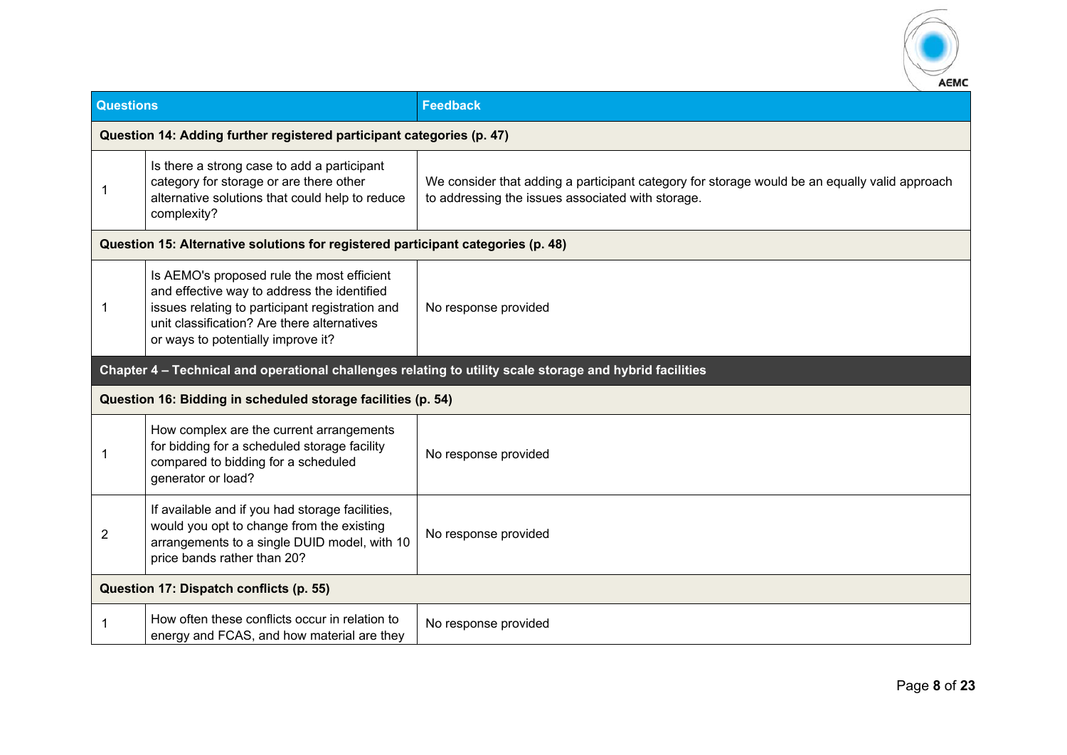| Questions | | Feedback |
|---|---|---|
| **Question 14: Adding further registered participant categories (p. 47)** | | |
| 1 | Is there a strong case to add a participant category for storage or are there other alternative solutions that could help to reduce complexity? | We consider that adding a participant category for storage would be an equally valid approach to addressing the issues associated with storage. |
| **Question 15: Alternative solutions for registered participant categories (p. 48)** | | |
| 1 | Is AEMO's proposed rule the most efficient and effective way to address the identified issues relating to participant registration and unit classification? Are there alternatives or ways to potentially improve it? | No response provided |
| **Chapter 4 – Technical and operational challenges relating to utility scale storage and hybrid facilities** | | |
| **Question 16: Bidding in scheduled storage facilities (p. 54)** | | |
| 1 | How complex are the current arrangements for bidding for a scheduled storage facility compared to bidding for a scheduled generator or load? | No response provided |
| 2 | If available and if you had storage facilities, would you opt to change from the existing arrangements to a single DUID model, with 10 price bands rather than 20? | No response provided |
| **Question 17: Dispatch conflicts (p. 55)** | | |
| 1 | How often these conflicts occur in relation to energy and FCAS, and how material are they | No response provided |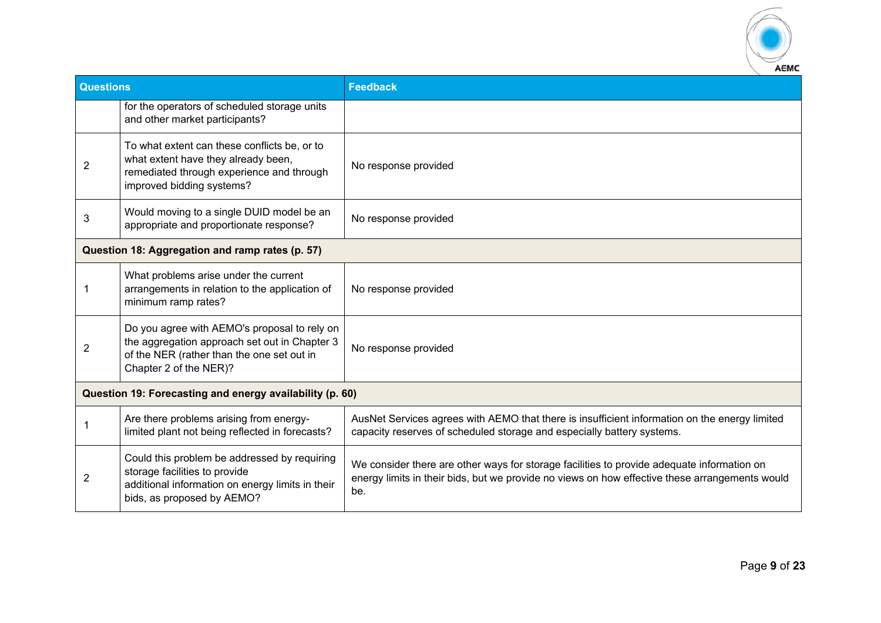| Questions | | Feedback |
|---|---|---|
| | for the operators of scheduled storage units and other market participants? | |
| 2 | To what extent can these conflicts be, or to what extent have they already been, remediated through experience and through improved bidding systems? | No response provided |
| 3 | Would moving to a single DUID model be an appropriate and proportionate response? | No response provided |
| **Question 18: Aggregation and ramp rates (p. 57)** | | |
| 1 | What problems arise under the current arrangements in relation to the application of minimum ramp rates? | No response provided |
| 2 | Do you agree with AEMO's proposal to rely on the aggregation approach set out in Chapter 3 of the NER (rather than the one set out in Chapter 2 of the NER)? | No response provided |
| **Question 19: Forecasting and energy availability (p. 60)** | | |
| 1 | Are there problems arising from energy-limited plant not being reflected in forecasts? | AusNet Services agrees with AEMO that there is insufficient information on the energy limited capacity reserves of scheduled storage and especially battery systems. |
| 2 | Could this problem be addressed by requiring storage facilities to provide additional information on energy limits in their bids, as proposed by AEMO? | We consider there are other ways for storage facilities to provide adequate information on energy limits in their bids, but we provide no views on how effective these arrangements would be. |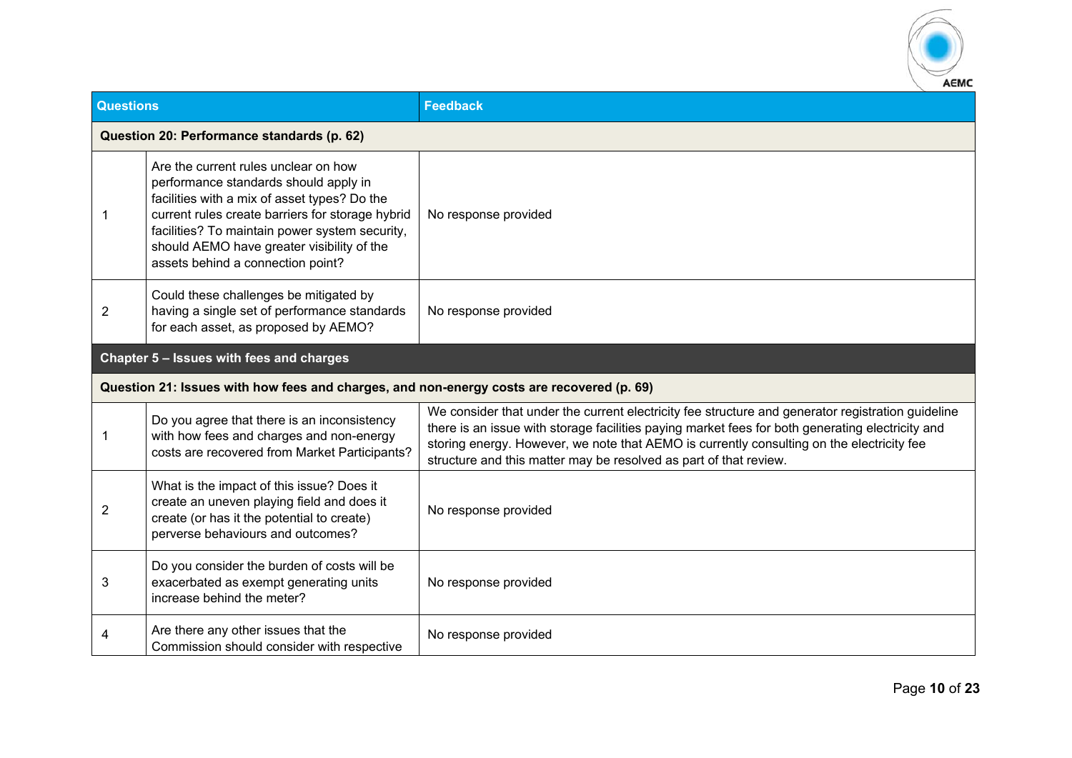| Questions | | Feedback |
| --- | --- | --- |
| **Question 20: Performance standards (p. 62)** | | |
| 1 | Are the current rules unclear on how performance standards should apply in facilities with a mix of asset types? Do the current rules create barriers for storage hybrid facilities? To maintain power system security, should AEMO have greater visibility of the assets behind a connection point? | No response provided |
| 2 | Could these challenges be mitigated by having a single set of performance standards for each asset, as proposed by AEMO? | No response provided |
| **Chapter 5 – Issues with fees and charges** | | |
| **Question 21: Issues with how fees and charges, and non-energy costs are recovered (p. 69)** | | |
| 1 | Do you agree that there is an inconsistency with how fees and charges and non-energy costs are recovered from Market Participants? | We consider that under the current electricity fee structure and generator registration guideline there is an issue with storage facilities paying market fees for both generating electricity and storing energy. However, we note that AEMO is currently consulting on the electricity fee structure and this matter may be resolved as part of that review. |
| 2 | What is the impact of this issue? Does it create an uneven playing field and does it create (or has it the potential to create) perverse behaviours and outcomes? | No response provided |
| 3 | Do you consider the burden of costs will be exacerbated as exempt generating units increase behind the meter? | No response provided |
| 4 | Are there any other issues that the Commission should consider with respective | No response provided |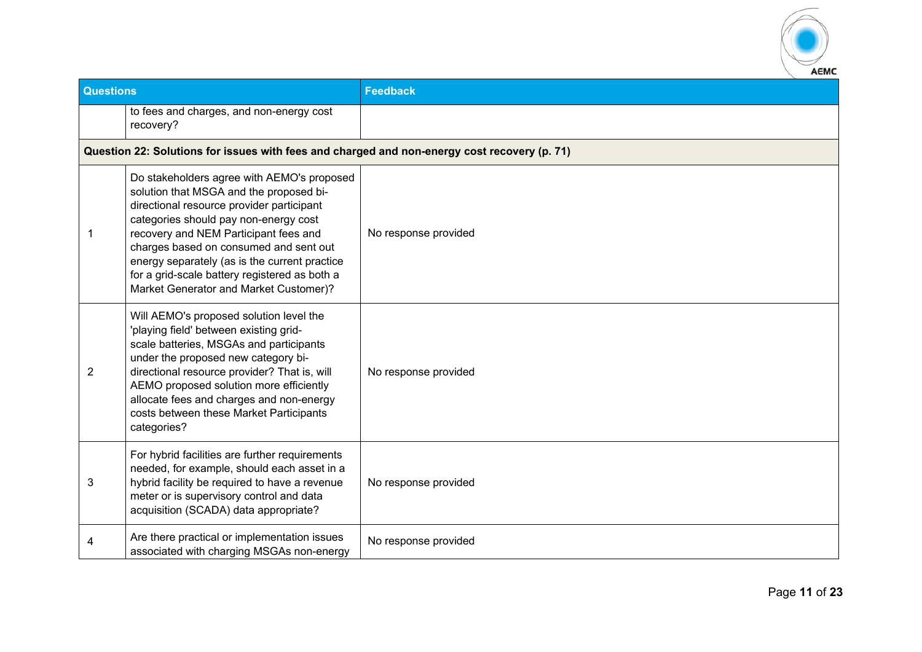| Questions | | Feedback |
|---|---|---|
| | to fees and charges, and non-energy cost recovery? | |
| **Question 22: Solutions for issues with fees and charged and non-energy cost recovery (p. 71)** | | |
| 1 | Do stakeholders agree with AEMO's proposed solution that MSGA and the proposed bi-directional resource provider participant categories should pay non-energy cost recovery and NEM Participant fees and charges based on consumed and sent out energy separately (as is the current practice for a grid-scale battery registered as both a Market Generator and Market Customer)? | No response provided |
| 2 | Will AEMO's proposed solution level the 'playing field' between existing grid-scale batteries, MSGAs and participants under the proposed new category bi-directional resource provider? That is, will AEMO proposed solution more efficiently allocate fees and charges and non-energy costs between these Market Participants categories? | No response provided |
| 3 | For hybrid facilities are further requirements needed, for example, should each asset in a hybrid facility be required to have a revenue meter or is supervisory control and data acquisition (SCADA) data appropriate? | No response provided |
| 4 | Are there practical or implementation issues associated with charging MSGAs non-energy | No response provided |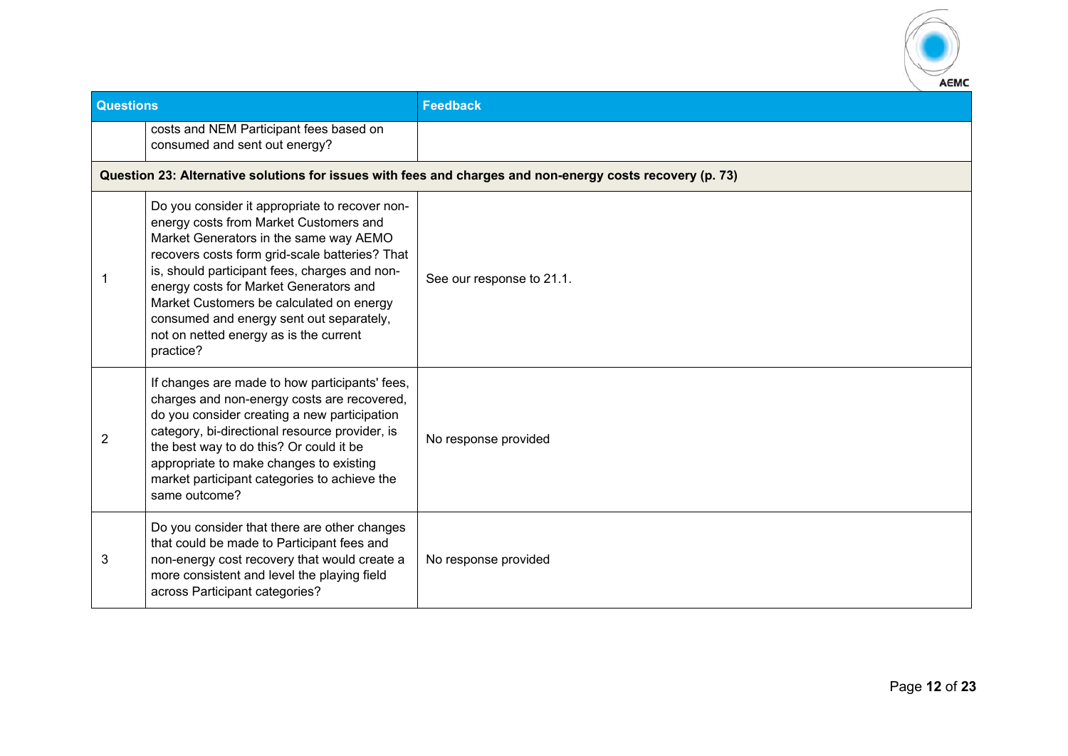| Questions | | Feedback |
|---|---|---|
| | costs and NEM Participant fees based on consumed and sent out energy? | |
| **Question 23: Alternative solutions for issues with fees and charges and non-energy costs recovery (p. 73)** | | |
| 1 | Do you consider it appropriate to recover non-energy costs from Market Customers and Market Generators in the same way AEMO recovers costs form grid-scale batteries? That is, should participant fees, charges and non-energy costs for Market Generators and Market Customers be calculated on energy consumed and energy sent out separately, not on netted energy as is the current practice? | See our response to 21.1. |
| 2 | If changes are made to how participants' fees, charges and non-energy costs are recovered, do you consider creating a new participation category, bi-directional resource provider, is the best way to do this? Or could it be appropriate to make changes to existing market participant categories to achieve the same outcome? | No response provided |
| 3 | Do you consider that there are other changes that could be made to Participant fees and non-energy cost recovery that would create a more consistent and level the playing field across Participant categories? | No response provided |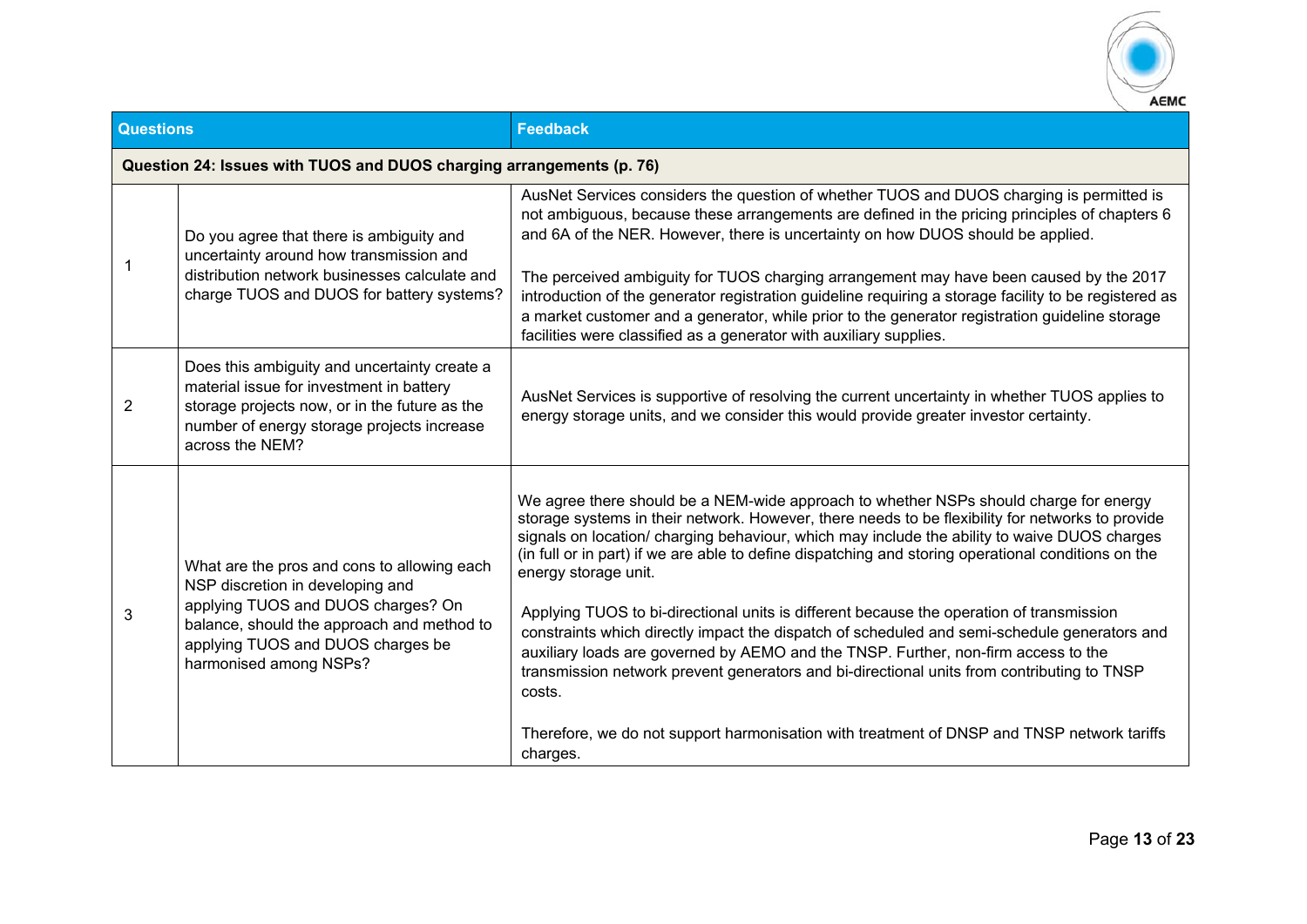| Questions | | Feedback |
|---|---|---|
| **Question 24: Issues with TUOS and DUOS charging arrangements (p. 76)** | | |
| 1 | Do you agree that there is ambiguity and uncertainty around how transmission and distribution network businesses calculate and charge TUOS and DUOS for battery systems? | AusNet Services considers the question of whether TUOS and DUOS charging is permitted is not ambiguous, because these arrangements are defined in the pricing principles of chapters 6 and 6A of the NER. However, there is uncertainty on how DUOS should be applied.<br><br>The perceived ambiguity for TUOS charging arrangement may have been caused by the 2017 introduction of the generator registration guideline requiring a storage facility to be registered as a market customer and a generator, while prior to the generator registration guideline storage facilities were classified as a generator with auxiliary supplies. |
| 2 | Does this ambiguity and uncertainty create a material issue for investment in battery storage projects now, or in the future as the number of energy storage projects increase across the NEM? | AusNet Services is supportive of resolving the current uncertainty in whether TUOS applies to energy storage units, and we consider this would provide greater investor certainty. |
| 3 | What are the pros and cons to allowing each NSP discretion in developing and applying TUOS and DUOS charges? On balance, should the approach and method to applying TUOS and DUOS charges be harmonised among NSPs? | We agree there should be a NEM-wide approach to whether NSPs should charge for energy storage systems in their network. However, there needs to be flexibility for networks to provide signals on location/ charging behaviour, which may include the ability to waive DUOS charges (in full or in part) if we are able to define dispatching and storing operational conditions on the energy storage unit.<br><br>Applying TUOS to bi-directional units is different because the operation of transmission constraints which directly impact the dispatch of scheduled and semi-schedule generators and auxiliary loads are governed by AEMO and the TNSP. Further, non-firm access to the transmission network prevent generators and bi-directional units from contributing to TNSP costs.<br><br>Therefore, we do not support harmonisation with treatment of DNSP and TNSP network tariffs charges. |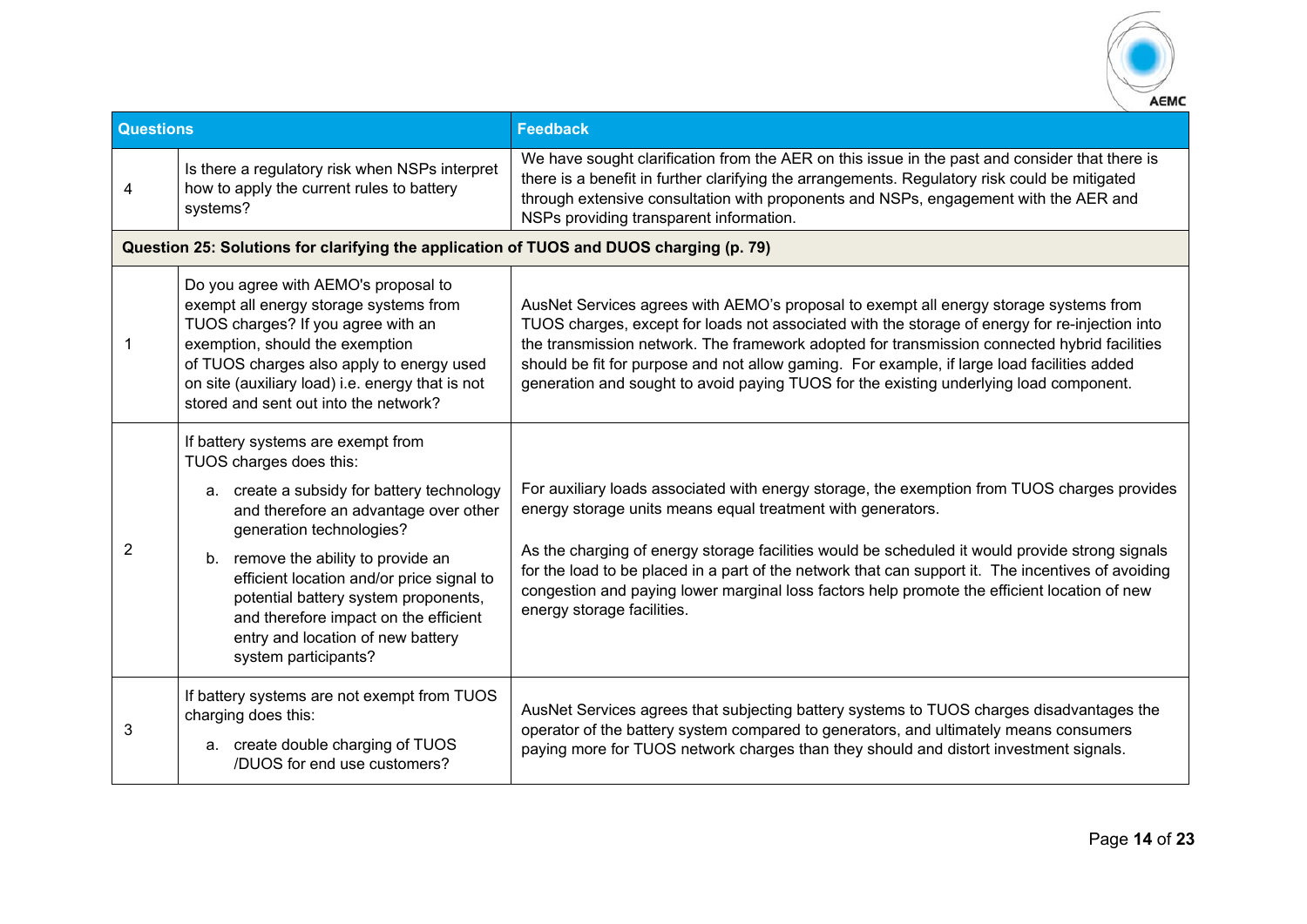| Questions | | Feedback |
|---|---|---|
| 4 | Is there a regulatory risk when NSPs interpret how to apply the current rules to battery systems? | We have sought clarification from the AER on this issue in the past and consider that there is there is a benefit in further clarifying the arrangements. Regulatory risk could be mitigated through extensive consultation with proponents and NSPs, engagement with the AER and NSPs providing transparent information. |
| **Question 25: Solutions for clarifying the application of TUOS and DUOS charging (p. 79)** | | |
| 1 | Do you agree with AEMO's proposal to exempt all energy storage systems from TUOS charges? If you agree with an exemption, should the exemption of TUOS charges also apply to energy used on site (auxiliary load) i.e. energy that is not stored and sent out into the network? | AusNet Services agrees with AEMO's proposal to exempt all energy storage systems from TUOS charges, except for loads not associated with the storage of energy for re-injection into the transmission network. The framework adopted for transmission connected hybrid facilities should be fit for purpose and not allow gaming. For example, if large load facilities added generation and sought to avoid paying TUOS for the existing underlying load component. |
| 2 | If battery systems are exempt from TUOS charges does this:<br>a. create a subsidy for battery technology and therefore an advantage over other generation technologies?<br>b. remove the ability to provide an efficient location and/or price signal to potential battery system proponents, and therefore impact on the efficient entry and location of new battery system participants? | For auxiliary loads associated with energy storage, the exemption from TUOS charges provides energy storage units means equal treatment with generators.<br><br>As the charging of energy storage facilities would be scheduled it would provide strong signals for the load to be placed in a part of the network that can support it. The incentives of avoiding congestion and paying lower marginal loss factors help promote the efficient location of new energy storage facilities. |
| 3 | If battery systems are not exempt from TUOS charging does this:<br>a. create double charging of TUOS /DUOS for end use customers? | AusNet Services agrees that subjecting battery systems to TUOS charges disadvantages the operator of the battery system compared to generators, and ultimately means consumers paying more for TUOS network charges than they should and distort investment signals. |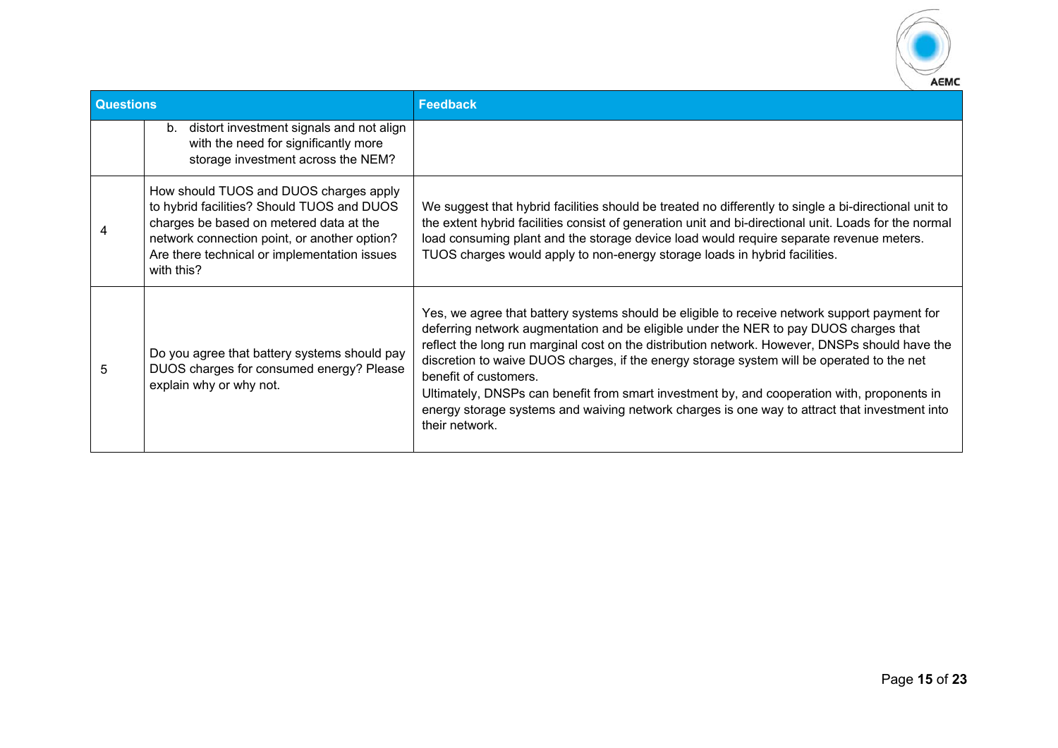| Questions | | Feedback |
|---|---|---|
| | b. distort investment signals and not align with the need for significantly more storage investment across the NEM? | |
| 4 | How should TUOS and DUOS charges apply to hybrid facilities? Should TUOS and DUOS charges be based on metered data at the network connection point, or another option? Are there technical or implementation issues with this? | We suggest that hybrid facilities should be treated no differently to single a bi-directional unit to the extent hybrid facilities consist of generation unit and bi-directional unit. Loads for the normal load consuming plant and the storage device load would require separate revenue meters. TUOS charges would apply to non-energy storage loads in hybrid facilities. |
| 5 | Do you agree that battery systems should pay DUOS charges for consumed energy? Please explain why or why not. | Yes, we agree that battery systems should be eligible to receive network support payment for deferring network augmentation and be eligible under the NER to pay DUOS charges that reflect the long run marginal cost on the distribution network. However, DNSPs should have the discretion to waive DUOS charges, if the energy storage system will be operated to the net benefit of customers.<br>Ultimately, DNSPs can benefit from smart investment by, and cooperation with, proponents in energy storage systems and waiving network charges is one way to attract that investment into their network. |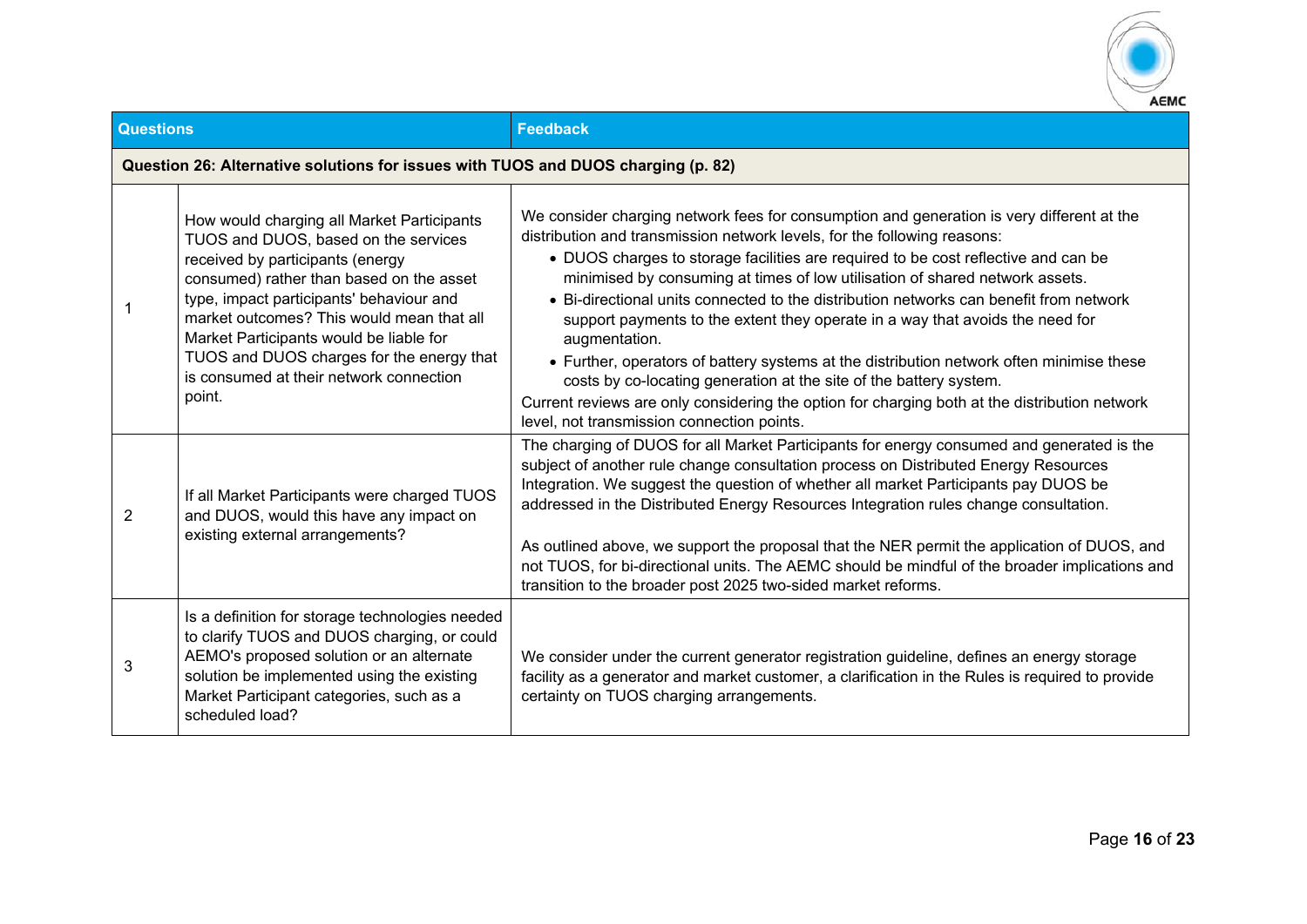| | Questions | Feedback |
|---|---|---|
| **Question 26: Alternative solutions for issues with TUOS and DUOS charging (p. 82)** | | |
| 1 | How would charging all Market Participants TUOS and DUOS, based on the services received by participants (energy consumed) rather than based on the asset type, impact participants' behaviour and market outcomes? This would mean that all Market Participants would be liable for TUOS and DUOS charges for the energy that is consumed at their network connection point. | We consider charging network fees for consumption and generation is very different at the distribution and transmission network levels, for the following reasons:<br>• DUOS charges to storage facilities are required to be cost reflective and can be minimised by consuming at times of low utilisation of shared network assets.<br>• Bi-directional units connected to the distribution networks can benefit from network support payments to the extent they operate in a way that avoids the need for augmentation.<br>• Further, operators of battery systems at the distribution network often minimise these costs by co-locating generation at the site of the battery system.<br>Current reviews are only considering the option for charging both at the distribution network level, not transmission connection points. |
| 2 | If all Market Participants were charged TUOS and DUOS, would this have any impact on existing external arrangements? | The charging of DUOS for all Market Participants for energy consumed and generated is the subject of another rule change consultation process on Distributed Energy Resources Integration. We suggest the question of whether all market Participants pay DUOS be addressed in the Distributed Energy Resources Integration rules change consultation.<br><br>As outlined above, we support the proposal that the NER permit the application of DUOS, and not TUOS, for bi-directional units. The AEMC should be mindful of the broader implications and transition to the broader post 2025 two-sided market reforms. |
| 3 | Is a definition for storage technologies needed to clarify TUOS and DUOS charging, or could AEMO's proposed solution or an alternate solution be implemented using the existing Market Participant categories, such as a scheduled load? | We consider under the current generator registration guideline, defines an energy storage facility as a generator and market customer, a clarification in the Rules is required to provide certainty on TUOS charging arrangements. |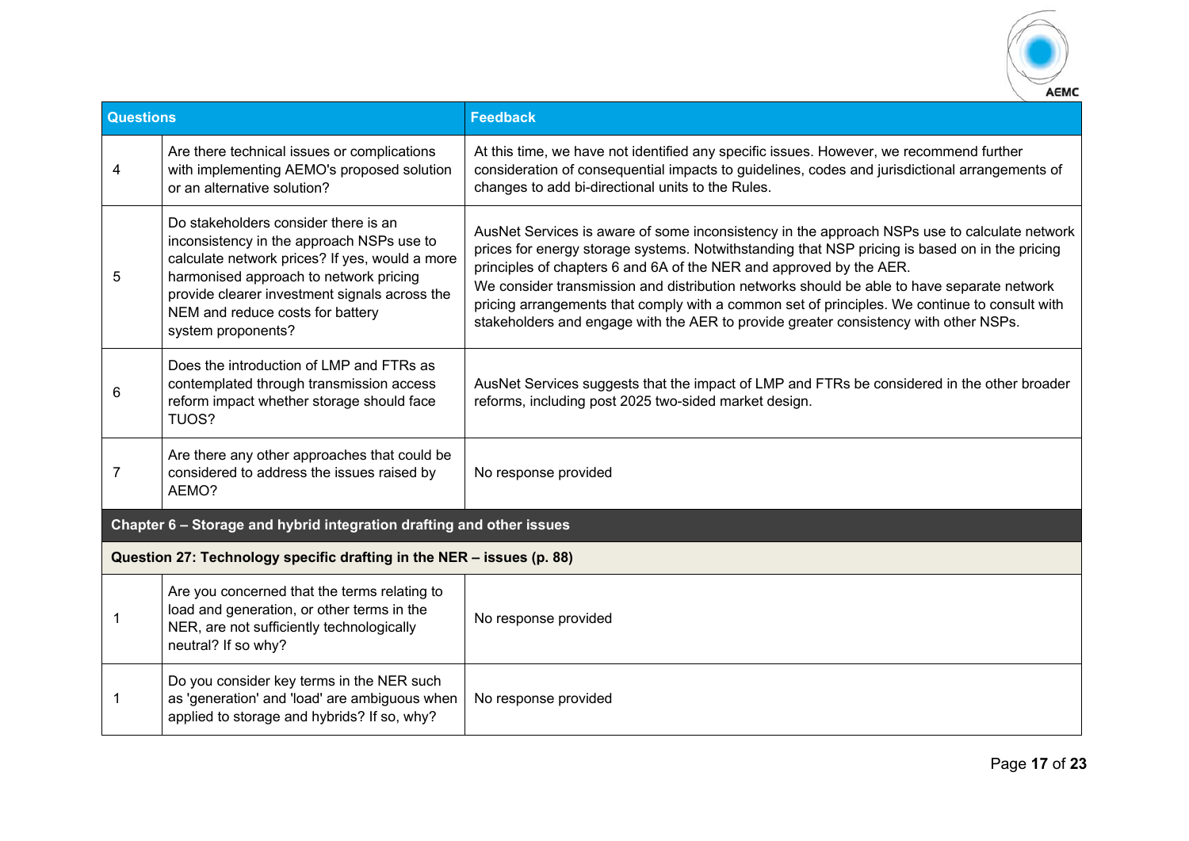| Questions | | Feedback |
|---|---|---|
| 4 | Are there technical issues or complications with implementing AEMO's proposed solution or an alternative solution? | At this time, we have not identified any specific issues. However, we recommend further consideration of consequential impacts to guidelines, codes and jurisdictional arrangements of changes to add bi-directional units to the Rules. |
| 5 | Do stakeholders consider there is an inconsistency in the approach NSPs use to calculate network prices? If yes, would a more harmonised approach to network pricing provide clearer investment signals across the NEM and reduce costs for battery system proponents? | AusNet Services is aware of some inconsistency in the approach NSPs use to calculate network prices for energy storage systems. Notwithstanding that NSP pricing is based on in the pricing principles of chapters 6 and 6A of the NER and approved by the AER.<br>We consider transmission and distribution networks should be able to have separate network pricing arrangements that comply with a common set of principles. We continue to consult with stakeholders and engage with the AER to provide greater consistency with other NSPs. |
| 6 | Does the introduction of LMP and FTRs as contemplated through transmission access reform impact whether storage should face TUOS? | AusNet Services suggests that the impact of LMP and FTRs be considered in the other broader reforms, including post 2025 two-sided market design. |
| 7 | Are there any other approaches that could be considered to address the issues raised by AEMO? | No response provided |
| **Chapter 6 – Storage and hybrid integration drafting and other issues** | | |
| **Question 27: Technology specific drafting in the NER – issues (p. 88)** | | |
| 1 | Are you concerned that the terms relating to load and generation, or other terms in the NER, are not sufficiently technologically neutral? If so why? | No response provided |
| 1 | Do you consider key terms in the NER such as 'generation' and 'load' are ambiguous when applied to storage and hybrids? If so, why? | No response provided |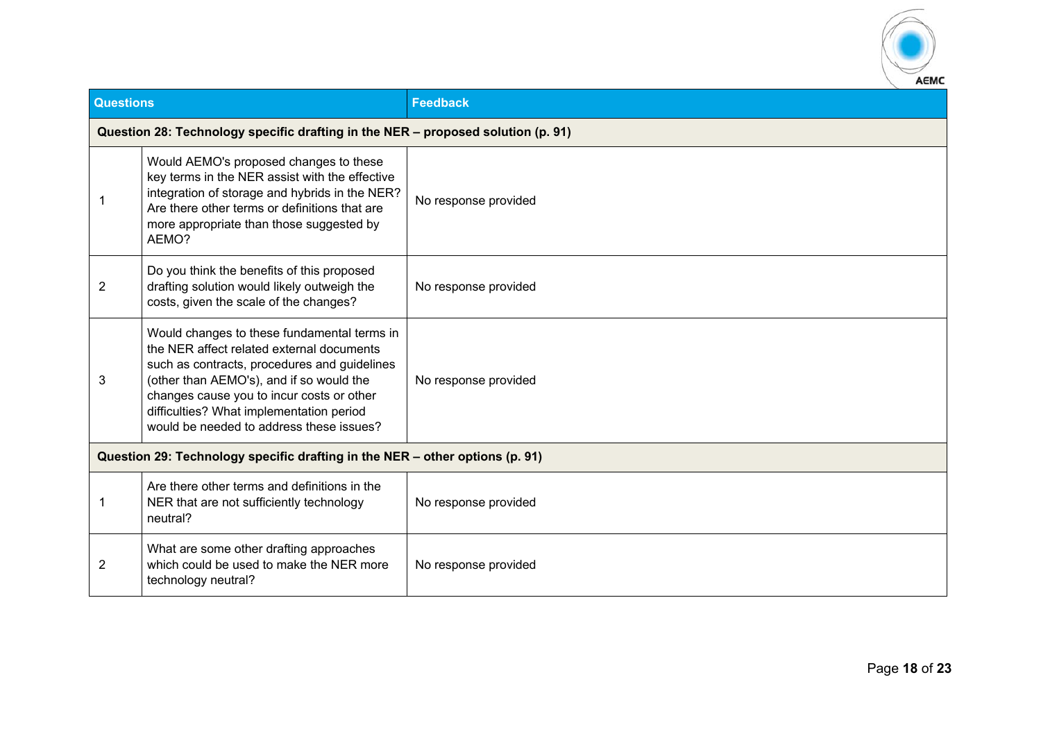| Questions | | Feedback |
|---|---|---|
| **Question 28: Technology specific drafting in the NER – proposed solution (p. 91)** | | |
| 1 | Would AEMO's proposed changes to these key terms in the NER assist with the effective integration of storage and hybrids in the NER? Are there other terms or definitions that are more appropriate than those suggested by AEMO? | No response provided |
| 2 | Do you think the benefits of this proposed drafting solution would likely outweigh the costs, given the scale of the changes? | No response provided |
| 3 | Would changes to these fundamental terms in the NER affect related external documents such as contracts, procedures and guidelines (other than AEMO's), and if so would the changes cause you to incur costs or other difficulties? What implementation period would be needed to address these issues? | No response provided |
| **Question 29: Technology specific drafting in the NER – other options (p. 91)** | | |
| 1 | Are there other terms and definitions in the NER that are not sufficiently technology neutral? | No response provided |
| 2 | What are some other drafting approaches which could be used to make the NER more technology neutral? | No response provided |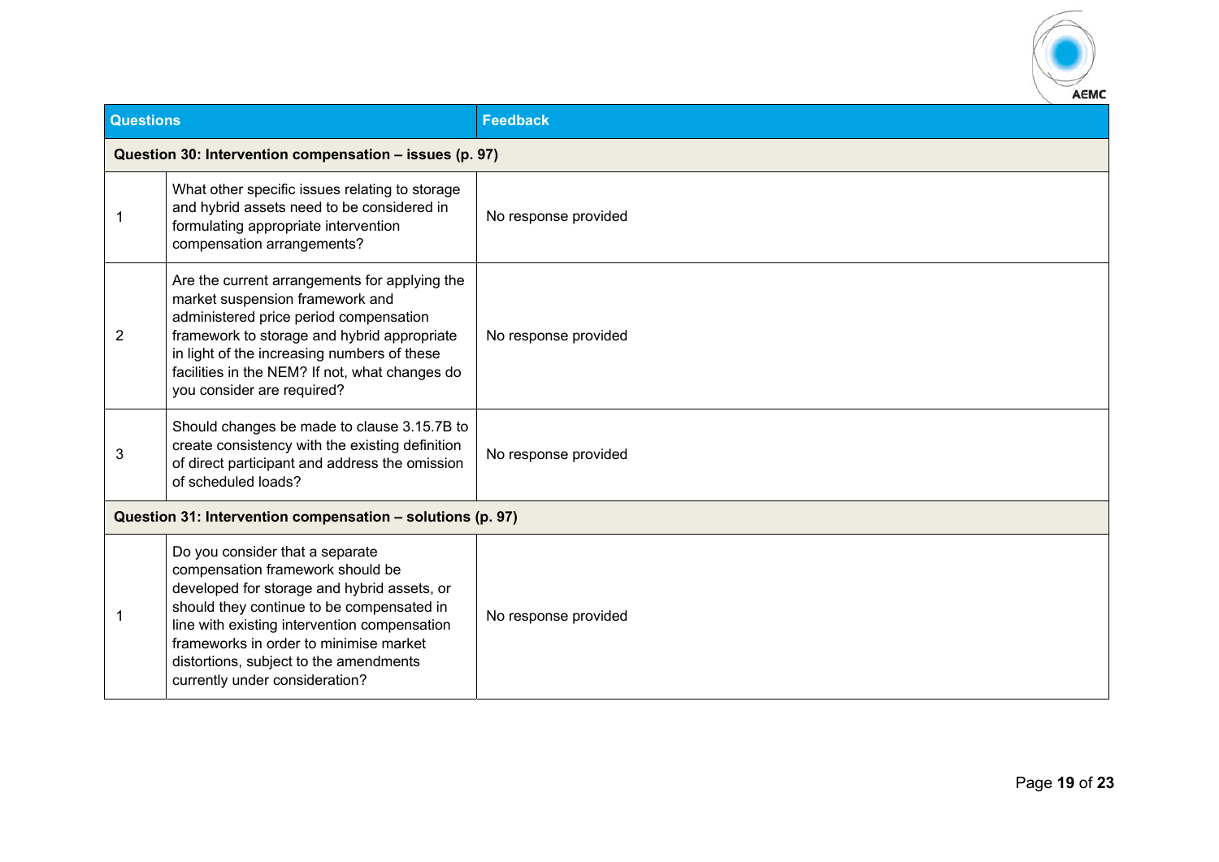| Questions | | Feedback |
|---|---|---|
| **Question 30: Intervention compensation – issues (p. 97)** | | |
| 1 | What other specific issues relating to storage and hybrid assets need to be considered in formulating appropriate intervention compensation arrangements? | No response provided |
| 2 | Are the current arrangements for applying the market suspension framework and administered price period compensation framework to storage and hybrid appropriate in light of the increasing numbers of these facilities in the NEM? If not, what changes do you consider are required? | No response provided |
| 3 | Should changes be made to clause 3.15.7B to create consistency with the existing definition of direct participant and address the omission of scheduled loads? | No response provided |
| **Question 31: Intervention compensation – solutions (p. 97)** | | |
| 1 | Do you consider that a separate compensation framework should be developed for storage and hybrid assets, or should they continue to be compensated in line with existing intervention compensation frameworks in order to minimise market distortions, subject to the amendments currently under consideration? | No response provided |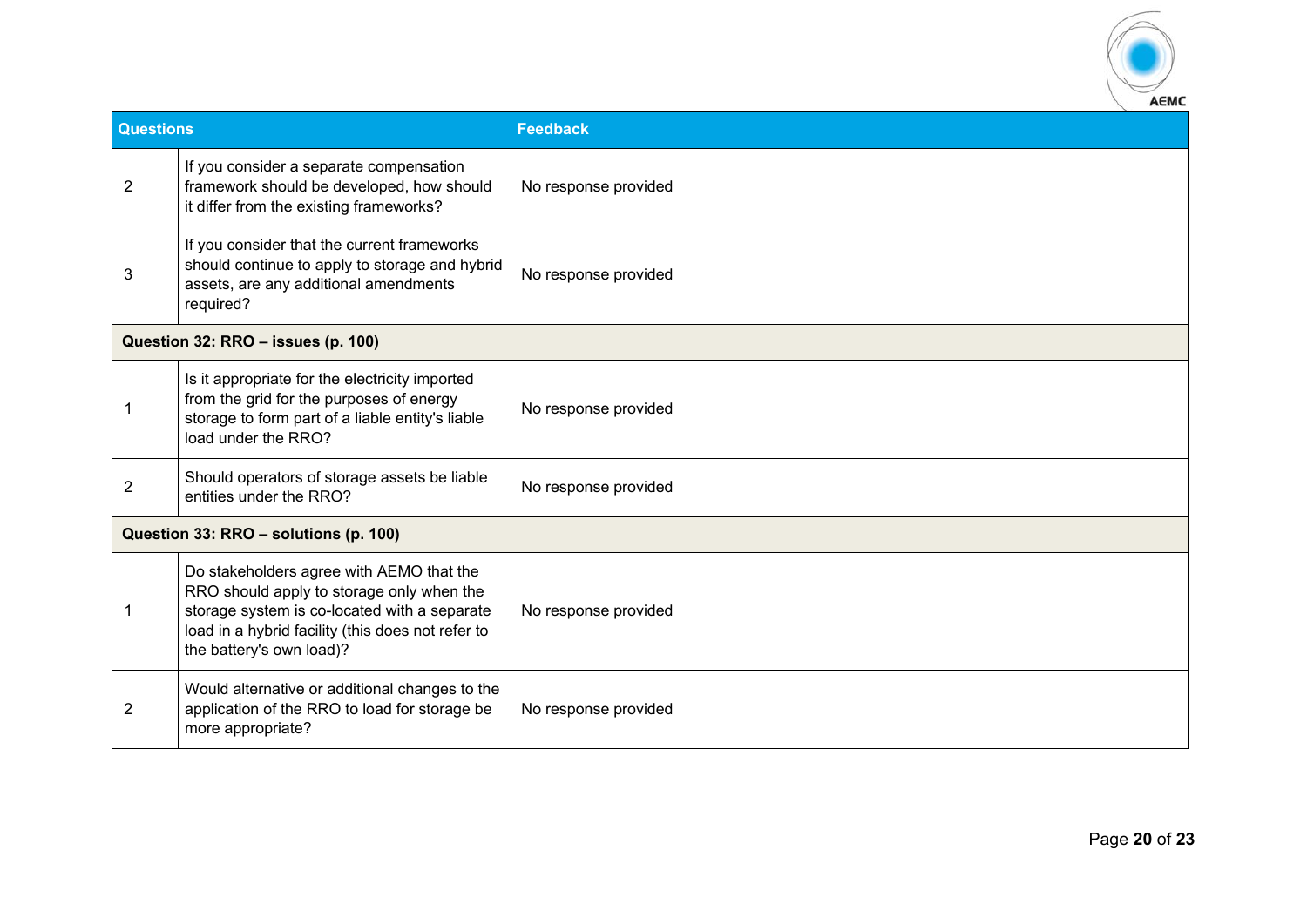| Questions | | Feedback |
|---|---|---|
| 2 | If you consider a separate compensation framework should be developed, how should it differ from the existing frameworks? | No response provided |
| 3 | If you consider that the current frameworks should continue to apply to storage and hybrid assets, are any additional amendments required? | No response provided |
| **Question 32: RRO – issues (p. 100)** | | |
| 1 | Is it appropriate for the electricity imported from the grid for the purposes of energy storage to form part of a liable entity's liable load under the RRO? | No response provided |
| 2 | Should operators of storage assets be liable entities under the RRO? | No response provided |
| **Question 33: RRO – solutions (p. 100)** | | |
| 1 | Do stakeholders agree with AEMO that the RRO should apply to storage only when the storage system is co-located with a separate load in a hybrid facility (this does not refer to the battery's own load)? | No response provided |
| 2 | Would alternative or additional changes to the application of the RRO to load for storage be more appropriate? | No response provided |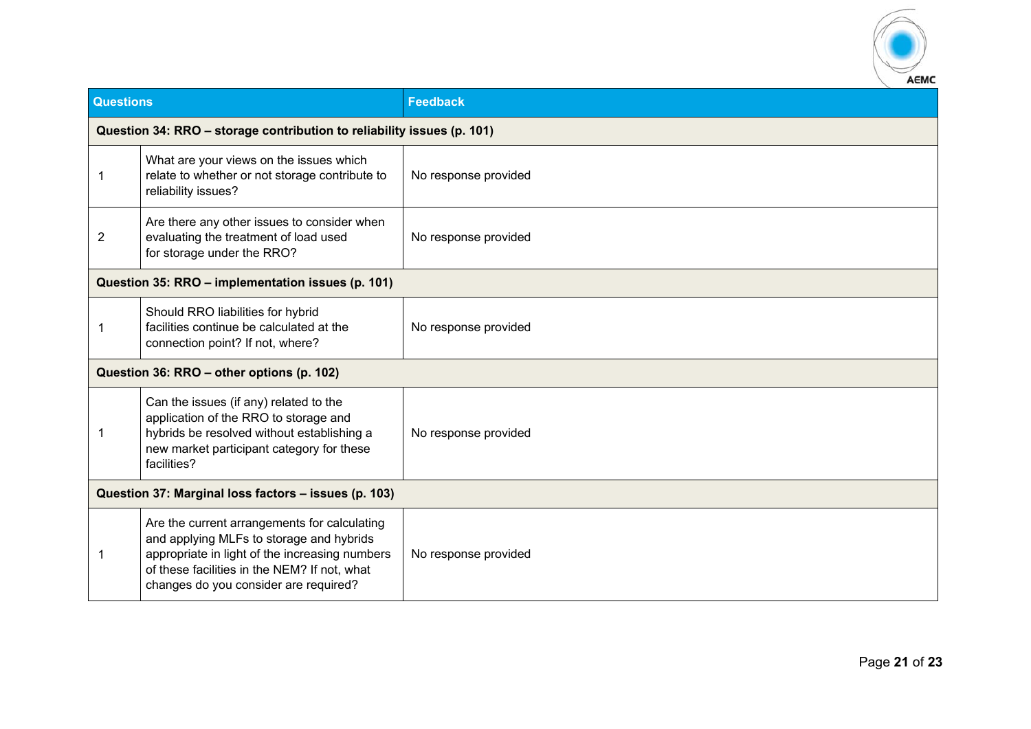| Questions | | Feedback |
|---|---|---|
| **Question 34: RRO – storage contribution to reliability issues (p. 101)** | | |
| 1 | What are your views on the issues which relate to whether or not storage contribute to reliability issues? | No response provided |
| 2 | Are there any other issues to consider when evaluating the treatment of load used for storage under the RRO? | No response provided |
| **Question 35: RRO – implementation issues (p. 101)** | | |
| 1 | Should RRO liabilities for hybrid facilities continue be calculated at the connection point? If not, where? | No response provided |
| **Question 36: RRO – other options (p. 102)** | | |
| 1 | Can the issues (if any) related to the application of the RRO to storage and hybrids be resolved without establishing a new market participant category for these facilities? | No response provided |
| **Question 37: Marginal loss factors – issues (p. 103)** | | |
| 1 | Are the current arrangements for calculating and applying MLFs to storage and hybrids appropriate in light of the increasing numbers of these facilities in the NEM? If not, what changes do you consider are required? | No response provided |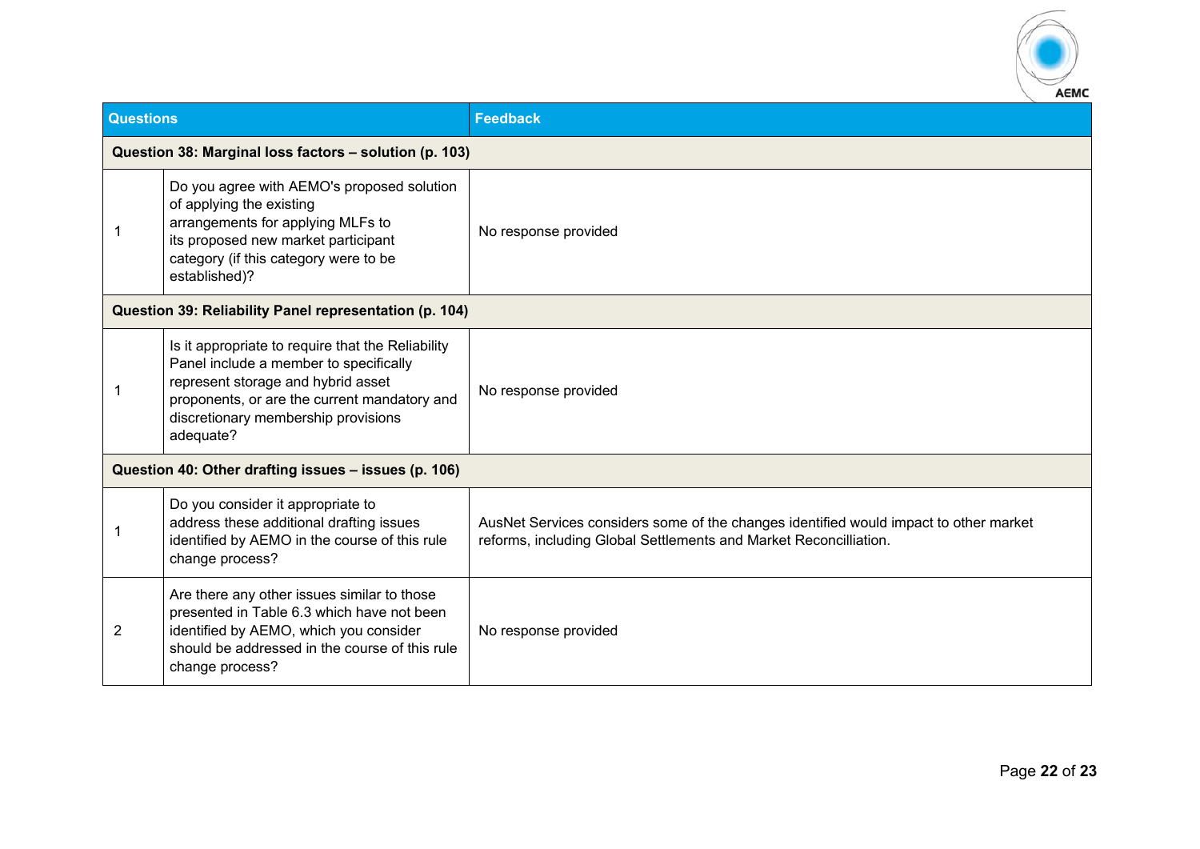| Questions | | Feedback |
|---|---|---|
| **Question 38: Marginal loss factors – solution (p. 103)** | | |
| 1 | Do you agree with AEMO's proposed solution of applying the existing arrangements for applying MLFs to its proposed new market participant category (if this category were to be established)? | No response provided |
| **Question 39: Reliability Panel representation (p. 104)** | | |
| 1 | Is it appropriate to require that the Reliability Panel include a member to specifically represent storage and hybrid asset proponents, or are the current mandatory and discretionary membership provisions adequate? | No response provided |
| **Question 40: Other drafting issues – issues (p. 106)** | | |
| 1 | Do you consider it appropriate to address these additional drafting issues identified by AEMO in the course of this rule change process? | AusNet Services considers some of the changes identified would impact to other market reforms, including Global Settlements and Market Reconcilliation. |
| 2 | Are there any other issues similar to those presented in Table 6.3 which have not been identified by AEMO, which you consider should be addressed in the course of this rule change process? | No response provided |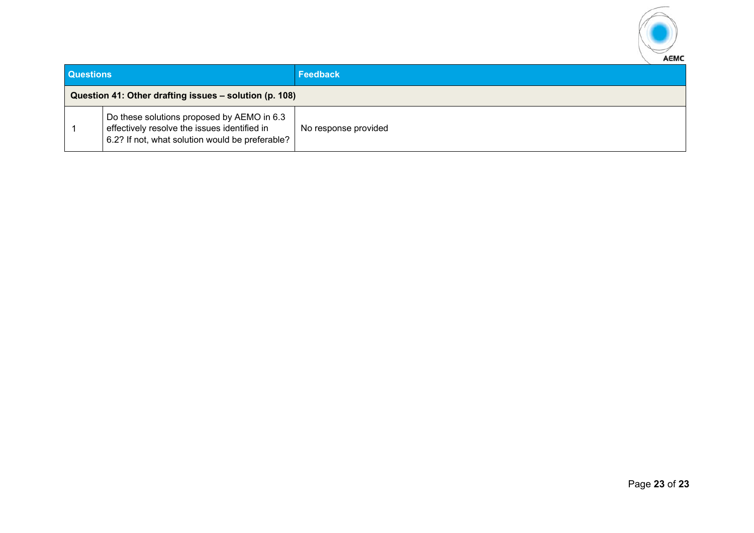| Questions | | Feedback |
| --- | --- | --- |
| **Question 41: Other drafting issues – solution (p. 108)** | | |
| 1 | Do these solutions proposed by AEMO in 6.3 effectively resolve the issues identified in 6.2? If not, what solution would be preferable? | No response provided |